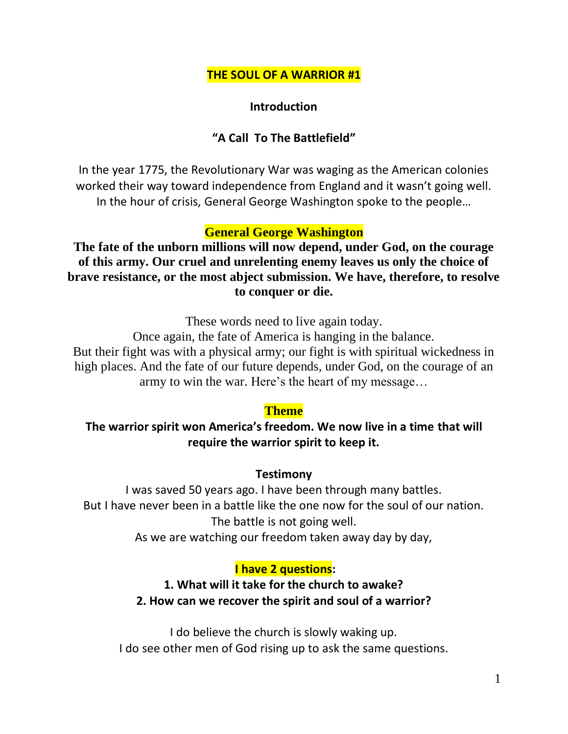# THE SOUL OF A WARRIOR #1

## Introduction

### "A Call To The Battlefield"

In the year 1775, the Revolutionary War was waging as the American colonies worked their way toward independence from England and it wasn't going well. In the hour of crisis, General George Washington spoke to the people…

**General George Washington**

**The fate of the unborn millions will now depend, under God, on the courage of this army. Our cruel and unrelenting enemy leaves us only the choice of brave resistance, or the most abject submission. We have, therefore, to resolve to conquer or die.**

These words need to live again today.
Once again, the fate of America is hanging in the balance.
But their fight was with a physical army; our fight is with spiritual wickedness in high places. And the fate of our future depends, under God, on the courage of an army to win the war. Here's the heart of my message…

**Theme**

**The warrior spirit won America's freedom. We now live in a time that will require the warrior spirit to keep it.**

**Testimony**

I was saved 50 years ago. I have been through many battles.
But I have never been in a battle like the one now for the soul of our nation.
The battle is not going well.
As we are watching our freedom taken away day by day,

**I have 2 questions:**

1. **What will it take for the church to awake?**
2. **How can we recover the spirit and soul of a warrior?**

I do believe the church is slowly waking up.
I do see other men of God rising up to ask the same questions.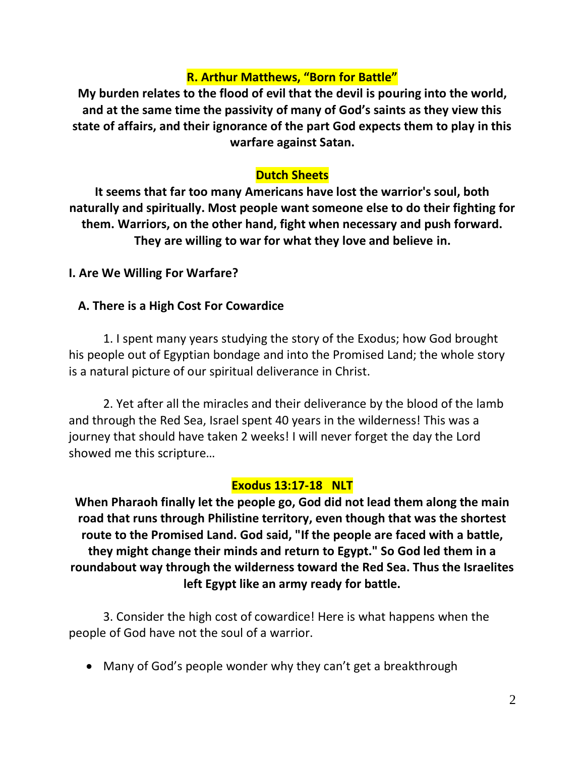**R. Arthur Matthews, "Born for Battle"**

**My burden relates to the flood of evil that the devil is pouring into the world, and at the same time the passivity of many of God's saints as they view this state of affairs, and their ignorance of the part God expects them to play in this warfare against Satan.**

**Dutch Sheets**

**It seems that far too many Americans have lost the warrior's soul, both naturally and spiritually. Most people want someone else to do their fighting for them. Warriors, on the other hand, fight when necessary and push forward. They are willing to war for what they love and believe in.**

**I. Are We Willing For Warfare?**

**A. There is a High Cost For Cowardice**

1. I spent many years studying the story of the Exodus; how God brought his people out of Egyptian bondage and into the Promised Land; the whole story is a natural picture of our spiritual deliverance in Christ.

2. Yet after all the miracles and their deliverance by the blood of the lamb and through the Red Sea, Israel spent 40 years in the wilderness! This was a journey that should have taken 2 weeks! I will never forget the day the Lord showed me this scripture…

**Exodus 13:17-18 NLT**

**When Pharaoh finally let the people go, God did not lead them along the main road that runs through Philistine territory, even though that was the shortest route to the Promised Land. God said, "If the people are faced with a battle, they might change their minds and return to Egypt." So God led them in a roundabout way through the wilderness toward the Red Sea. Thus the Israelites left Egypt like an army ready for battle.**

3. Consider the high cost of cowardice! Here is what happens when the people of God have not the soul of a warrior.

- Many of God's people wonder why they can't get a breakthrough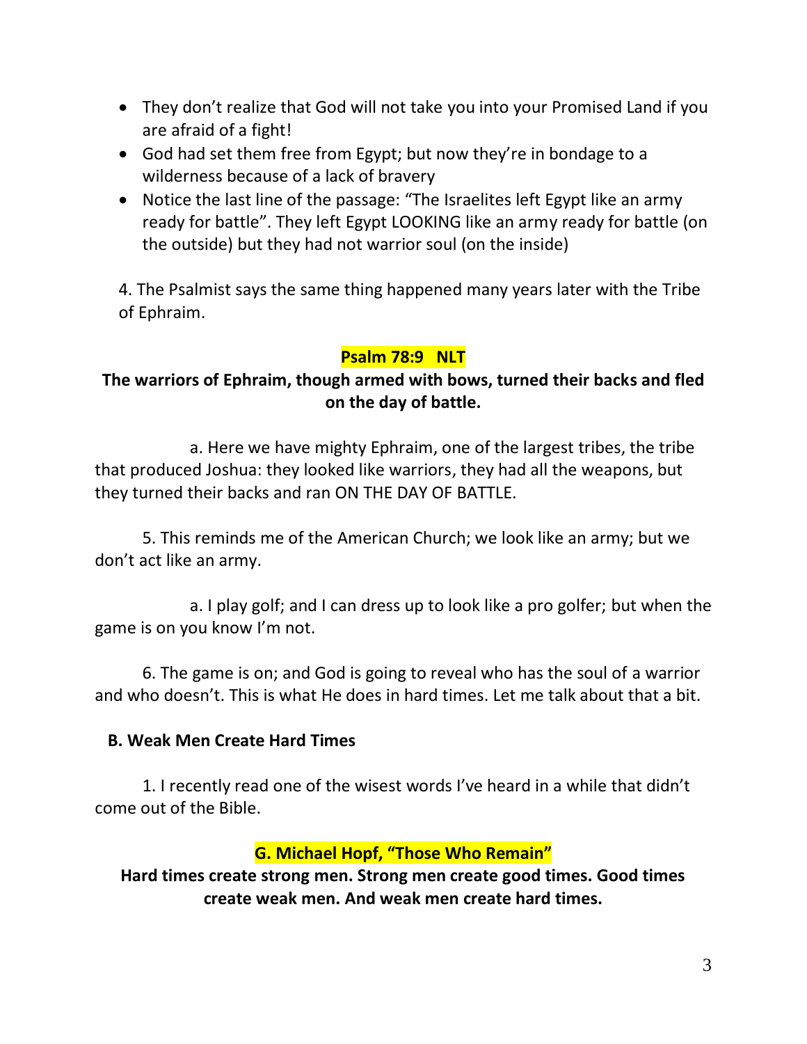- They don't realize that God will not take you into your Promised Land if you are afraid of a fight!
- God had set them free from Egypt; but now they're in bondage to a wilderness because of a lack of bravery
- Notice the last line of the passage: "The Israelites left Egypt like an army ready for battle". They left Egypt LOOKING like an army ready for battle (on the outside) but they had not warrior soul (on the inside)

4. The Psalmist says the same thing happened many years later with the Tribe of Ephraim.

**Psalm 78:9 NLT**

**The warriors of Ephraim, though armed with bows, turned their backs and fled on the day of battle.**

a. Here we have mighty Ephraim, one of the largest tribes, the tribe that produced Joshua: they looked like warriors, they had all the weapons, but they turned their backs and ran ON THE DAY OF BATTLE.

5. This reminds me of the American Church; we look like an army; but we don't act like an army.

a. I play golf; and I can dress up to look like a pro golfer; but when the game is on you know I'm not.

6. The game is on; and God is going to reveal who has the soul of a warrior and who doesn't. This is what He does in hard times. Let me talk about that a bit.

**B. Weak Men Create Hard Times**

1. I recently read one of the wisest words I've heard in a while that didn't come out of the Bible.

**G. Michael Hopf, "Those Who Remain"**

**Hard times create strong men. Strong men create good times. Good times create weak men. And weak men create hard times.**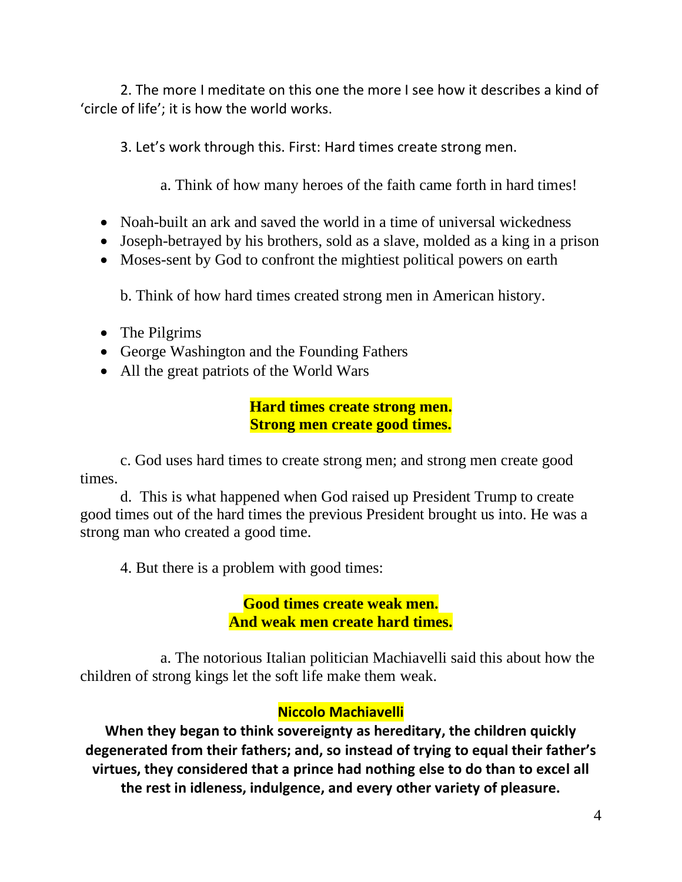2. The more I meditate on this one the more I see how it describes a kind of 'circle of life'; it is how the world works.

3. Let's work through this. First: Hard times create strong men.

a. Think of how many heroes of the faith came forth in hard times!

- Noah-built an ark and saved the world in a time of universal wickedness
- Joseph-betrayed by his brothers, sold as a slave, molded as a king in a prison
- Moses-sent by God to confront the mightiest political powers on earth

b. Think of how hard times created strong men in American history.

- The Pilgrims
- George Washington and the Founding Fathers
- All the great patriots of the World Wars

**Hard times create strong men.**
**Strong men create good times.**

c. God uses hard times to create strong men; and strong men create good times.

d. This is what happened when God raised up President Trump to create good times out of the hard times the previous President brought us into. He was a strong man who created a good time.

4. But there is a problem with good times:

**Good times create weak men.**
**And weak men create hard times.**

a. The notorious Italian politician Machiavelli said this about how the children of strong kings let the soft life make them weak.

**Niccolo Machiavelli**

**When they began to think sovereignty as hereditary, the children quickly degenerated from their fathers; and, so instead of trying to equal their father's virtues, they considered that a prince had nothing else to do than to excel all the rest in idleness, indulgence, and every other variety of pleasure.**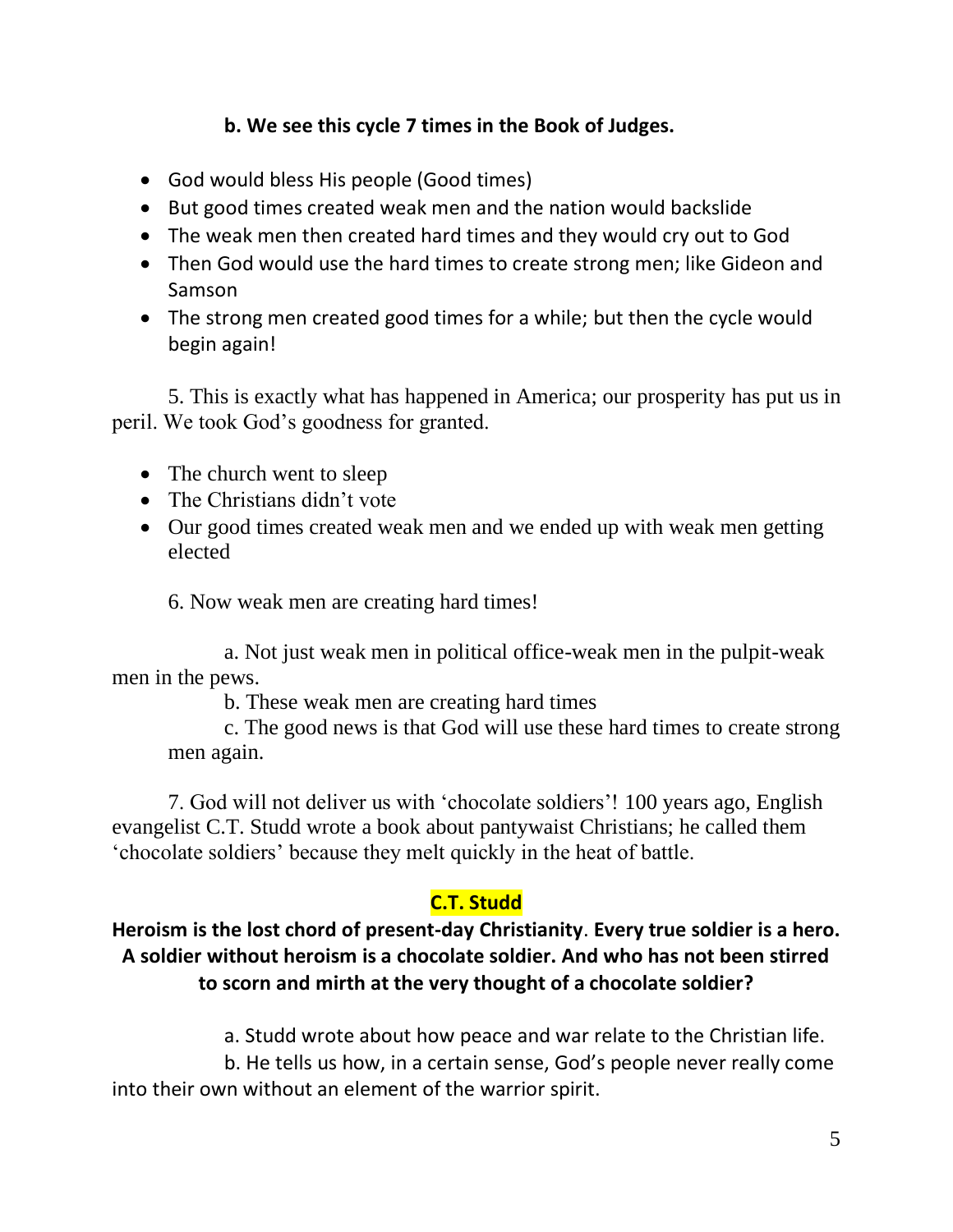**b. We see this cycle 7 times in the Book of Judges.**

- God would bless His people (Good times)
- But good times created weak men and the nation would backslide
- The weak men then created hard times and they would cry out to God
- Then God would use the hard times to create strong men; like Gideon and Samson
- The strong men created good times for a while; but then the cycle would begin again!

5. This is exactly what has happened in America; our prosperity has put us in peril. We took God's goodness for granted.

- The church went to sleep
- The Christians didn't vote
- Our good times created weak men and we ended up with weak men getting elected

6. Now weak men are creating hard times!

a. Not just weak men in political office-weak men in the pulpit-weak men in the pews.

b. These weak men are creating hard times

c. The good news is that God will use these hard times to create strong men again.

7. God will not deliver us with 'chocolate soldiers'! 100 years ago, English evangelist C.T. Studd wrote a book about pantywaist Christians; he called them 'chocolate soldiers' because they melt quickly in the heat of battle.

**C.T. Studd**

**Heroism is the lost chord of present-day Christianity**. **Every true soldier is a hero. A soldier without heroism is a chocolate soldier. And who has not been stirred to scorn and mirth at the very thought of a chocolate soldier?**

a. Studd wrote about how peace and war relate to the Christian life.

b. He tells us how, in a certain sense, God's people never really come into their own without an element of the warrior spirit.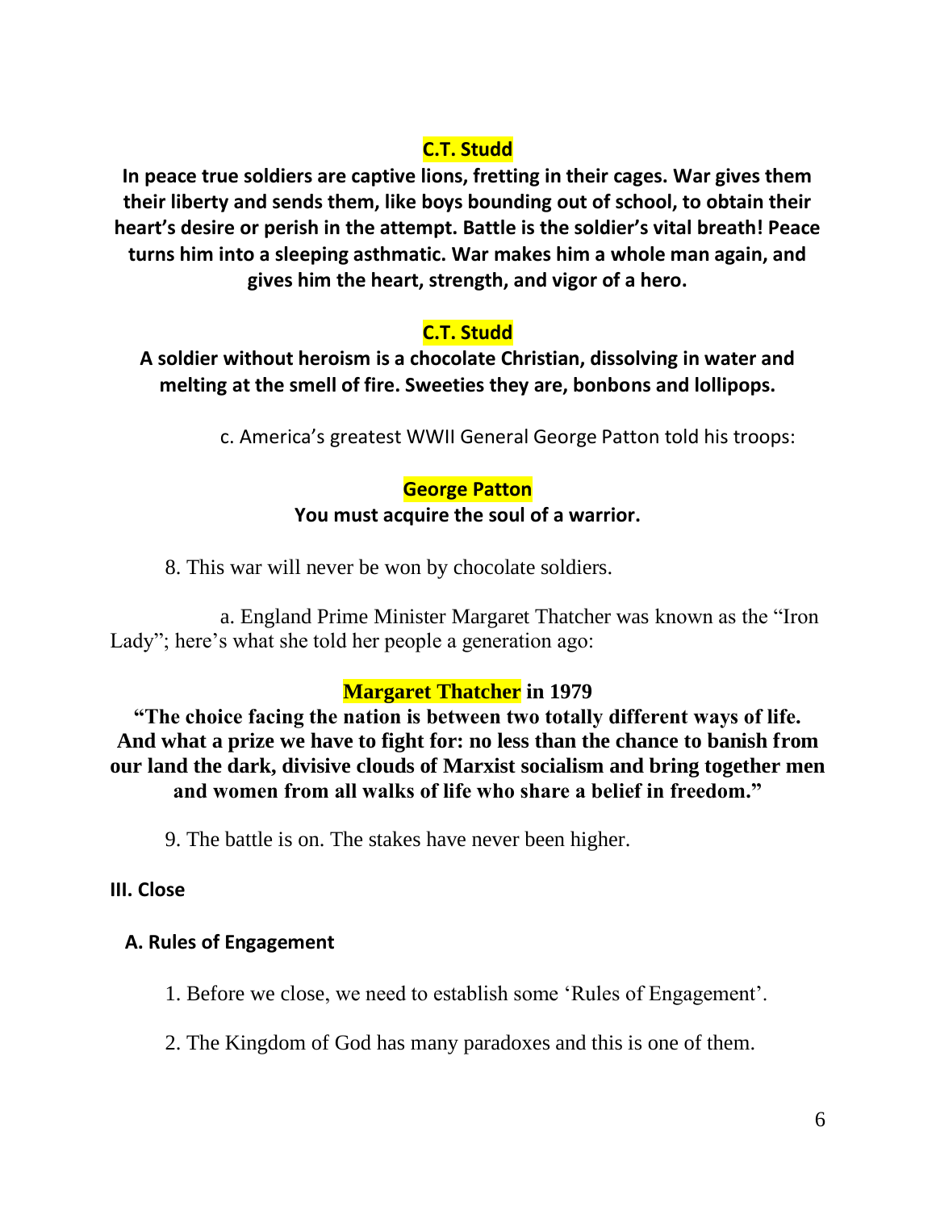**C.T. Studd**

**In peace true soldiers are captive lions, fretting in their cages. War gives them their liberty and sends them, like boys bounding out of school, to obtain their heart's desire or perish in the attempt. Battle is the soldier's vital breath! Peace turns him into a sleeping asthmatic. War makes him a whole man again, and gives him the heart, strength, and vigor of a hero.**

**C.T. Studd**

**A soldier without heroism is a chocolate Christian, dissolving in water and melting at the smell of fire. Sweeties they are, bonbons and lollipops.**

c. America's greatest WWII General George Patton told his troops:

**George Patton**

**You must acquire the soul of a warrior.**

8. This war will never be won by chocolate soldiers.

a. England Prime Minister Margaret Thatcher was known as the "Iron Lady"; here's what she told her people a generation ago:

**Margaret Thatcher in 1979**

**"The choice facing the nation is between two totally different ways of life. And what a prize we have to fight for: no less than the chance to banish from our land the dark, divisive clouds of Marxist socialism and bring together men and women from all walks of life who share a belief in freedom."**

9. The battle is on. The stakes have never been higher.

## III. Close

### A. Rules of Engagement

1. Before we close, we need to establish some 'Rules of Engagement'.

2. The Kingdom of God has many paradoxes and this is one of them.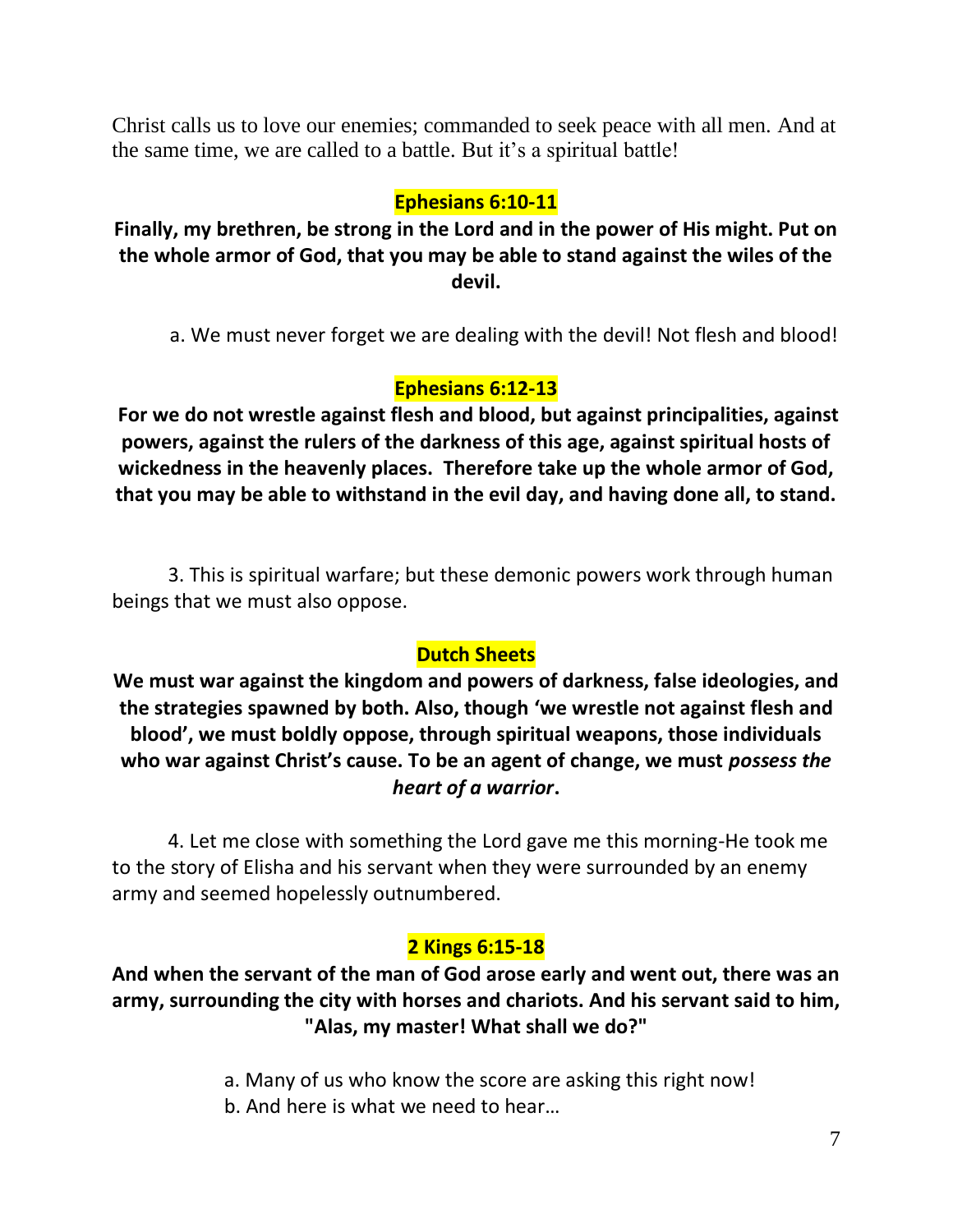Christ calls us to love our enemies; commanded to seek peace with all men. And at the same time, we are called to a battle. But it's a spiritual battle!

**Ephesians 6:10-11**

**Finally, my brethren, be strong in the Lord and in the power of His might. Put on the whole armor of God, that you may be able to stand against the wiles of the devil.**

a. We must never forget we are dealing with the devil! Not flesh and blood!

**Ephesians 6:12-13**

**For we do not wrestle against flesh and blood, but against principalities, against powers, against the rulers of the darkness of this age, against spiritual hosts of wickedness in the heavenly places. Therefore take up the whole armor of God, that you may be able to withstand in the evil day, and having done all, to stand.**

3. This is spiritual warfare; but these demonic powers work through human beings that we must also oppose.

**Dutch Sheets**

**We must war against the kingdom and powers of darkness, false ideologies, and the strategies spawned by both. Also, though 'we wrestle not against flesh and blood', we must boldly oppose, through spiritual weapons, those individuals who war against Christ's cause. To be an agent of change, we must *possess the heart of a warrior*.**

4. Let me close with something the Lord gave me this morning-He took me to the story of Elisha and his servant when they were surrounded by an enemy army and seemed hopelessly outnumbered.

**2 Kings 6:15-18**

**And when the servant of the man of God arose early and went out, there was an army, surrounding the city with horses and chariots. And his servant said to him, "Alas, my master! What shall we do?"**

a. Many of us who know the score are asking this right now!
b. And here is what we need to hear…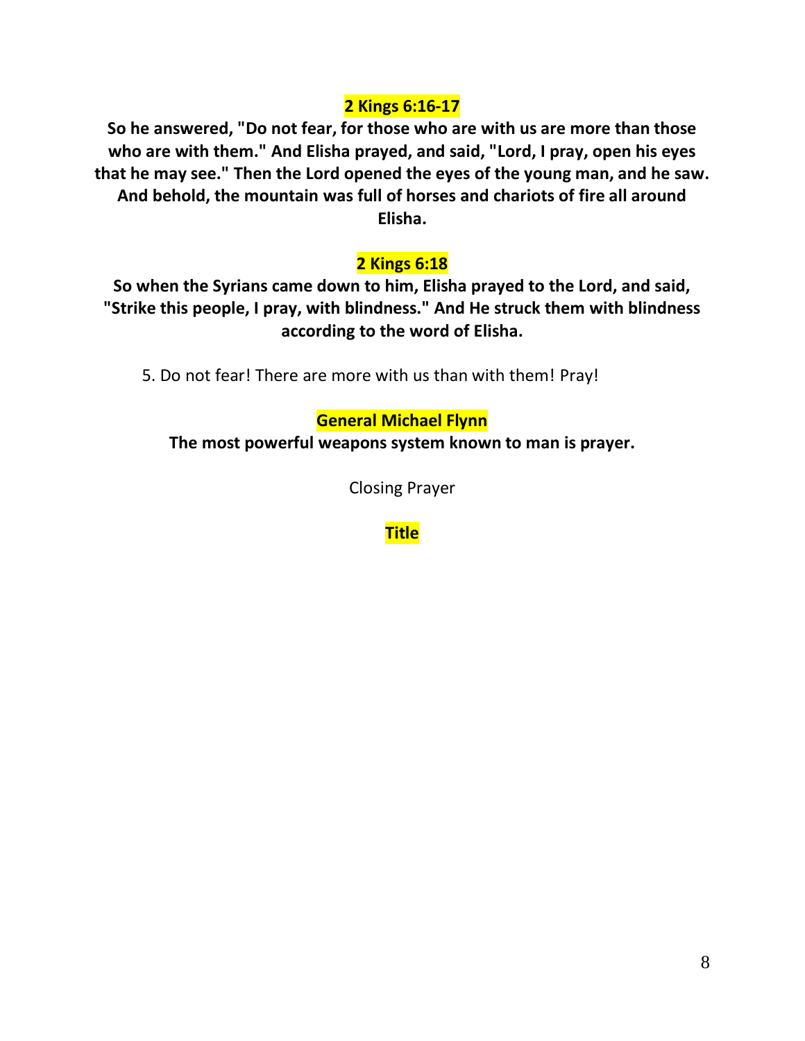**2 Kings 6:16-17**

**So he answered, "Do not fear, for those who are with us are more than those who are with them." And Elisha prayed, and said, "Lord, I pray, open his eyes that he may see." Then the Lord opened the eyes of the young man, and he saw. And behold, the mountain was full of horses and chariots of fire all around Elisha.**

**2 Kings 6:18**

**So when the Syrians came down to him, Elisha prayed to the Lord, and said, "Strike this people, I pray, with blindness." And He struck them with blindness according to the word of Elisha.**

5. Do not fear! There are more with us than with them! Pray!

**General Michael Flynn**

**The most powerful weapons system known to man is prayer.**

Closing Prayer

**Title**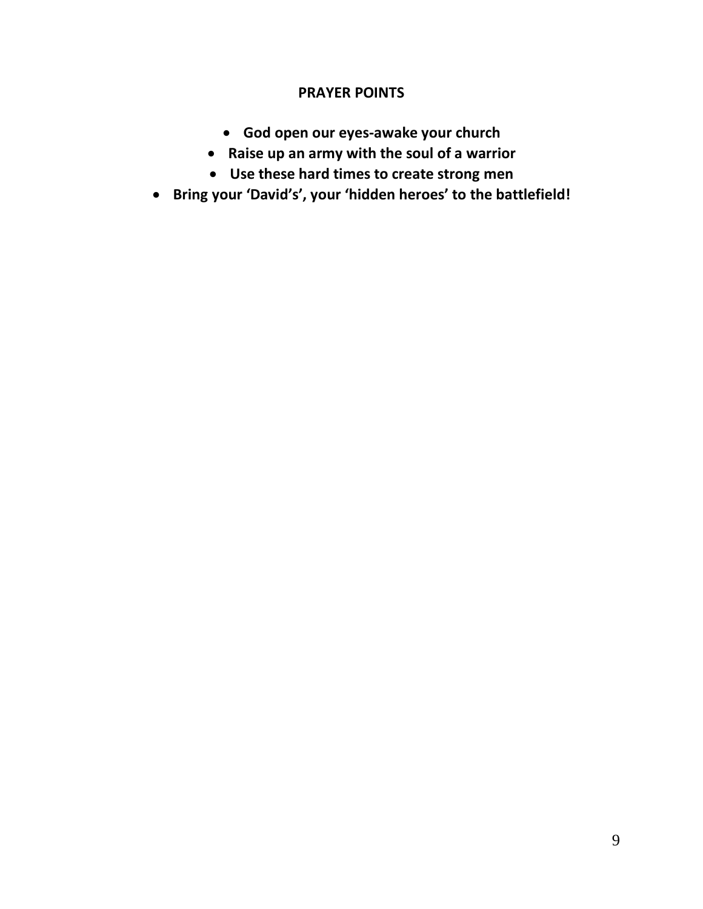**PRAYER POINTS**

- **God open our eyes-awake your church**
- **Raise up an army with the soul of a warrior**
- **Use these hard times to create strong men**
- **Bring your 'David's', your 'hidden heroes' to the battlefield!**